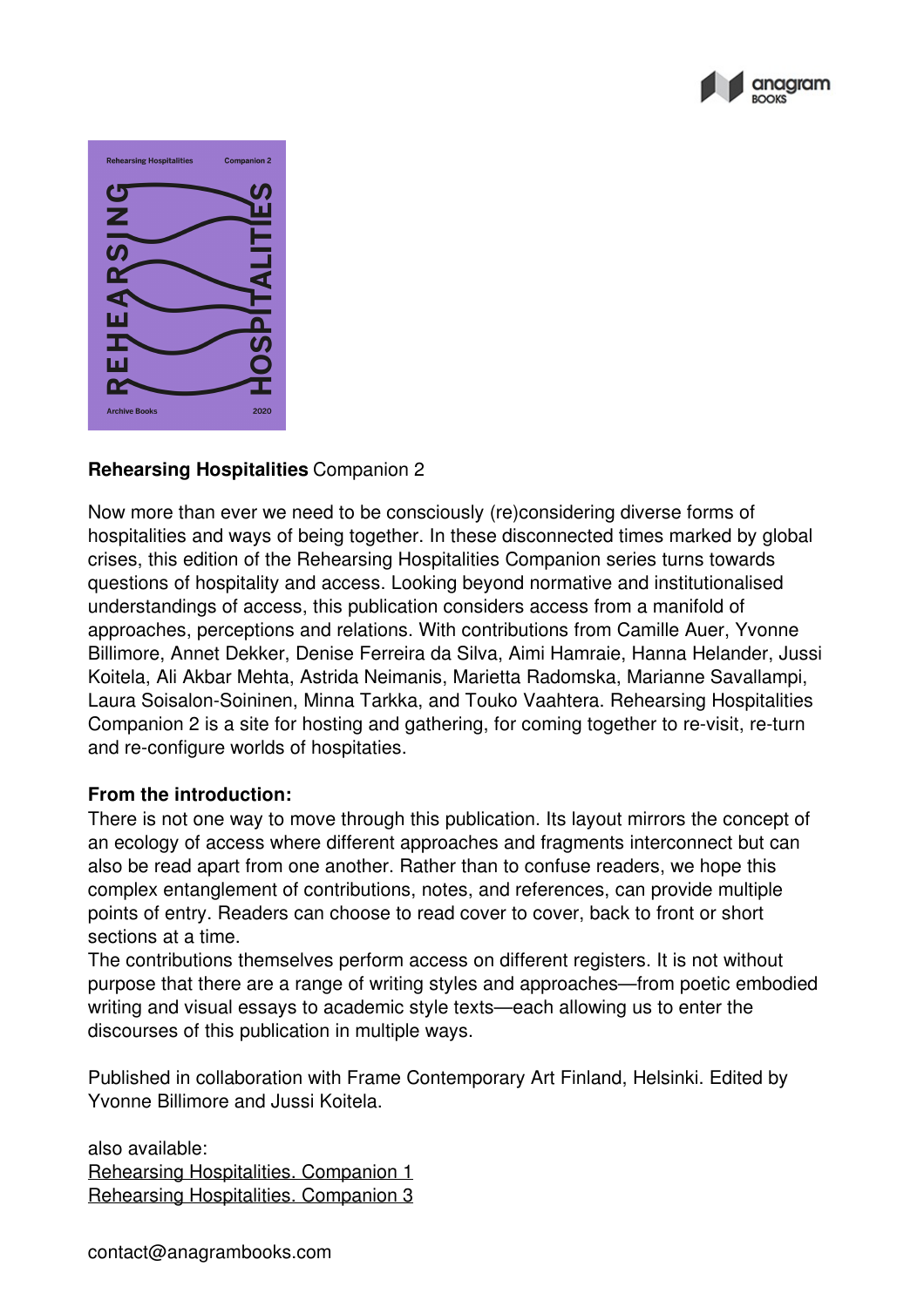**Rehearsing Hospitalities** Companion 2

Now more than ever we need to be consciously (re)considering diverse forms of hospitalities and ways of being together. In these disconnected times marked by global crises, this edition of the Rehearsing Hospitalities Companion series turns towards questions of hospitality and access. Looking beyond normative and institutionalised understandings of access, this publication considers access from a manifold of approaches, perceptions and relations. With contributions from Camille Auer, Yvonne Billimore, Annet Dekker, Denise Ferreira da Silva, Aimi Hamraie, Hanna Helander, Jussi Koitela, Ali Akbar Mehta, Astrida Neimanis, Marietta Radomska, Marianne Savallampi, Laura Soisalon-Soininen, Minna Tarkka, and Touko Vaahtera. Rehearsing Hospitalities Companion 2 is a site for hosting and gathering, for coming together to re-visit, re-turn and re-configure worlds of hospitaties.

**From the introduction:**

There is not one way to move through this publication. Its layout mirrors the concept of an ecology of access where different approaches and fragments interconnect but can also be read apart from one another. Rather than to confuse readers, we hope this complex entanglement of contributions, notes, and references, can provide multiple points of entry. Readers can choose to read cover to cover, back to front or short sections at a time.

The contributions themselves perform access on different registers. It is not without purpose that there are a range of writing styles and approaches—from poetic embodied writing and visual essays to academic style texts—each allowing us to enter the discourses of this publication in multiple ways.

Published in collaboration with Frame Contemporary Art Finland, Helsinki. Edited by Yvonne Billimore and Jussi Koitela.

also available:
Rehearsing Hospitalities. Companion 1
Rehearsing Hospitalities. Companion 3

contact@anagrambooks.com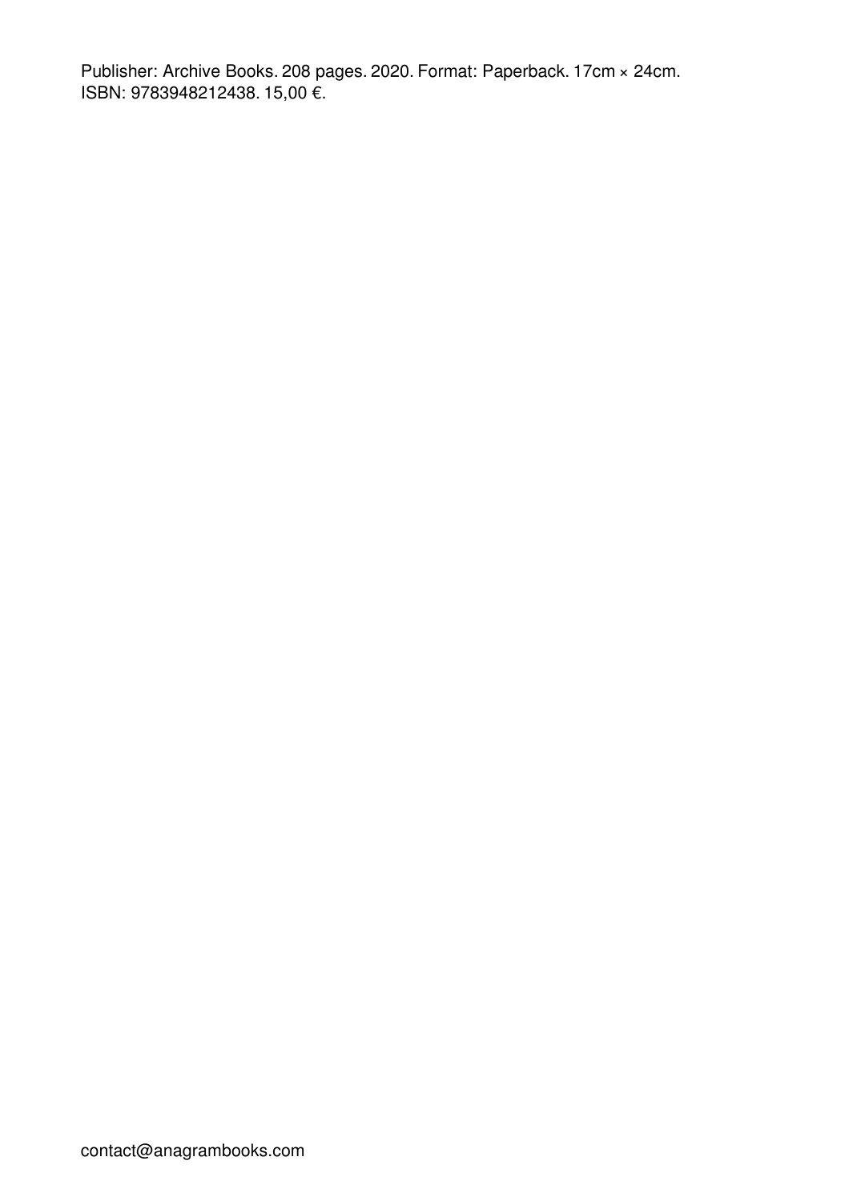Publisher: Archive Books. 208 pages. 2020. Format: Paperback. 17cm × 24cm.
ISBN: 9783948212438. 15,00 €.

contact@anagrambooks.com